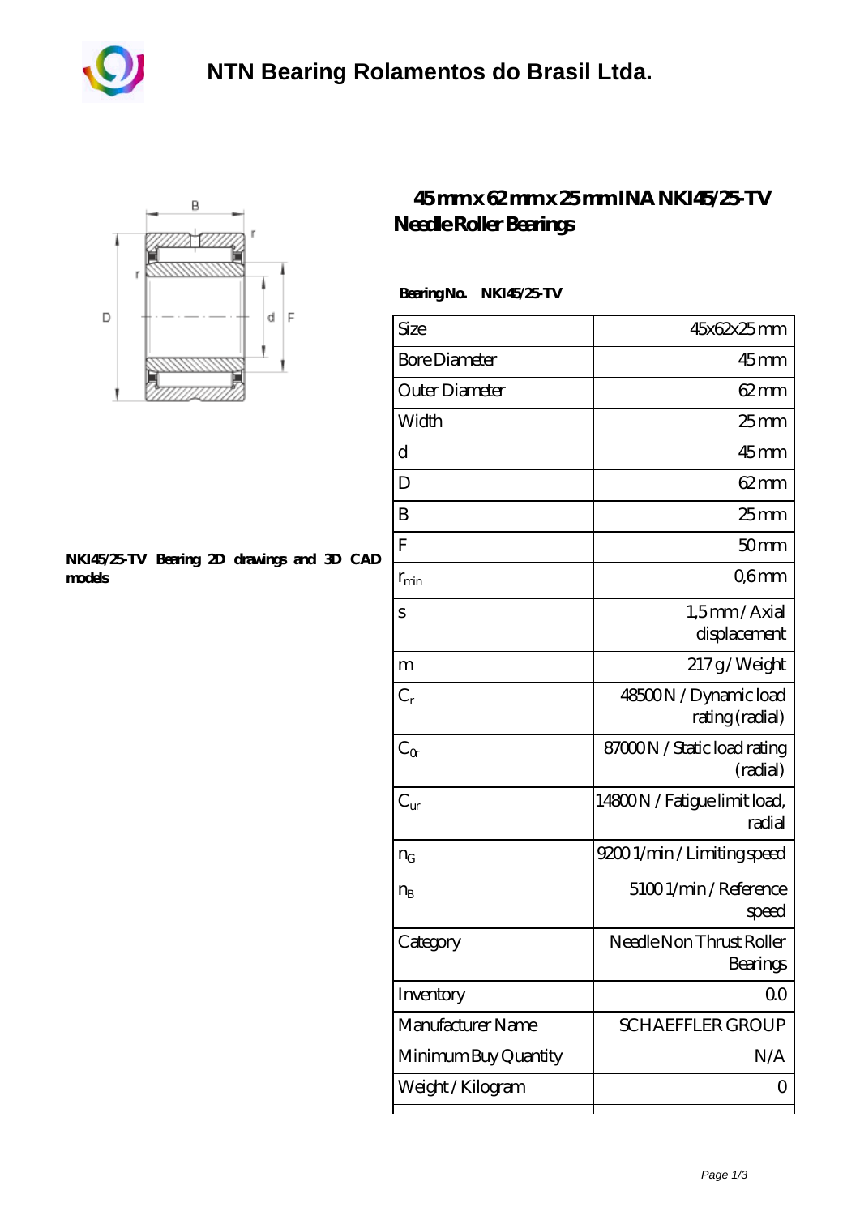# NTN Bearing Rolamentos do Brasil Ltda.

## 45 mm x 62 mm x 25 mm INA NKI45/25-TV Needle Roller Bearings

NKI45/25-TV Bearing 2D drawings and 3D CAD models

**Bearing No. NKI45/25-TV**

| | |
|---|---|
| Size | 45x62x25 mm |
| Bore Diameter | 45 mm |
| Outer Diameter | 62 mm |
| Width | 25 mm |
| d | 45 mm |
| D | 62 mm |
| B | 25 mm |
| F | 50 mm |
| $r_{min}$ | 0,6 mm |
| s | 1,5 mm / Axial displacement |
| m | 217 g / Weight |
| $C_r$ | 48500 N / Dynamic load rating (radial) |
| $C_{0r}$ | 87000 N / Static load rating (radial) |
| $C_{ur}$ | 14800 N / Fatigue limit load, radial |
| $n_G$ | 9200 1/min / Limiting speed |
| $n_B$ | 5100 1/min / Reference speed |
| Category | Needle Non Thrust Roller Bearings |
| Inventory | 0.0 |
| Manufacturer Name | SCHAEFFLER GROUP |
| Minimum Buy Quantity | N/A |
| Weight / Kilogram | 0 |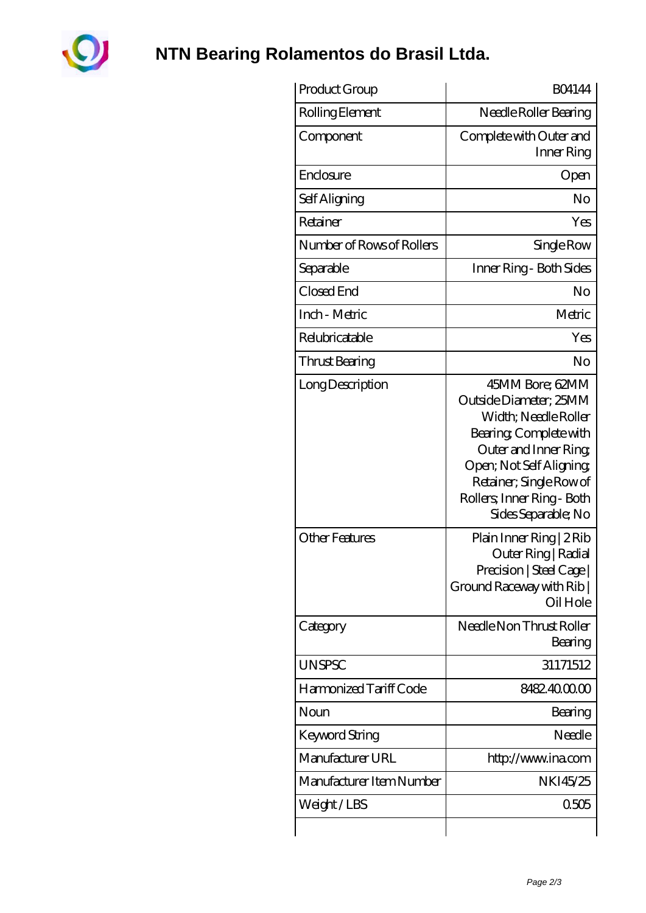# NTN Bearing Rolamentos do Brasil Ltda.

| Product Group | B04144 |
| --- | --- |
| Rolling Element | Needle Roller Bearing |
| Component | Complete with Outer and Inner Ring |
| Enclosure | Open |
| Self Aligning | No |
| Retainer | Yes |
| Number of Rows of Rollers | Single Row |
| Separable | Inner Ring - Both Sides |
| Closed End | No |
| Inch - Metric | Metric |
| Relubricatable | Yes |
| Thrust Bearing | No |
| Long Description | 45MM Bore; 62MM Outside Diameter; 25MM Width; Needle Roller Bearing; Complete with Outer and Inner Ring; Open; Not Self Aligning; Retainer; Single Row of Rollers; Inner Ring - Both Sides Separable; No |
| Other Features | Plain Inner Ring \| 2 Rib Outer Ring \| Radial Precision \| Steel Cage \| Ground Raceway with Rib \| Oil Hole |
| Category | Needle Non Thrust Roller Bearing |
| UNSPSC | 31171512 |
| Harmonized Tariff Code | 8482.40.00.00 |
| Noun | Bearing |
| Keyword String | Needle |
| Manufacturer URL | http://www.ina.com |
| Manufacturer Item Number | NKI45/25 |
| Weight / LBS | 0.505 |
| | |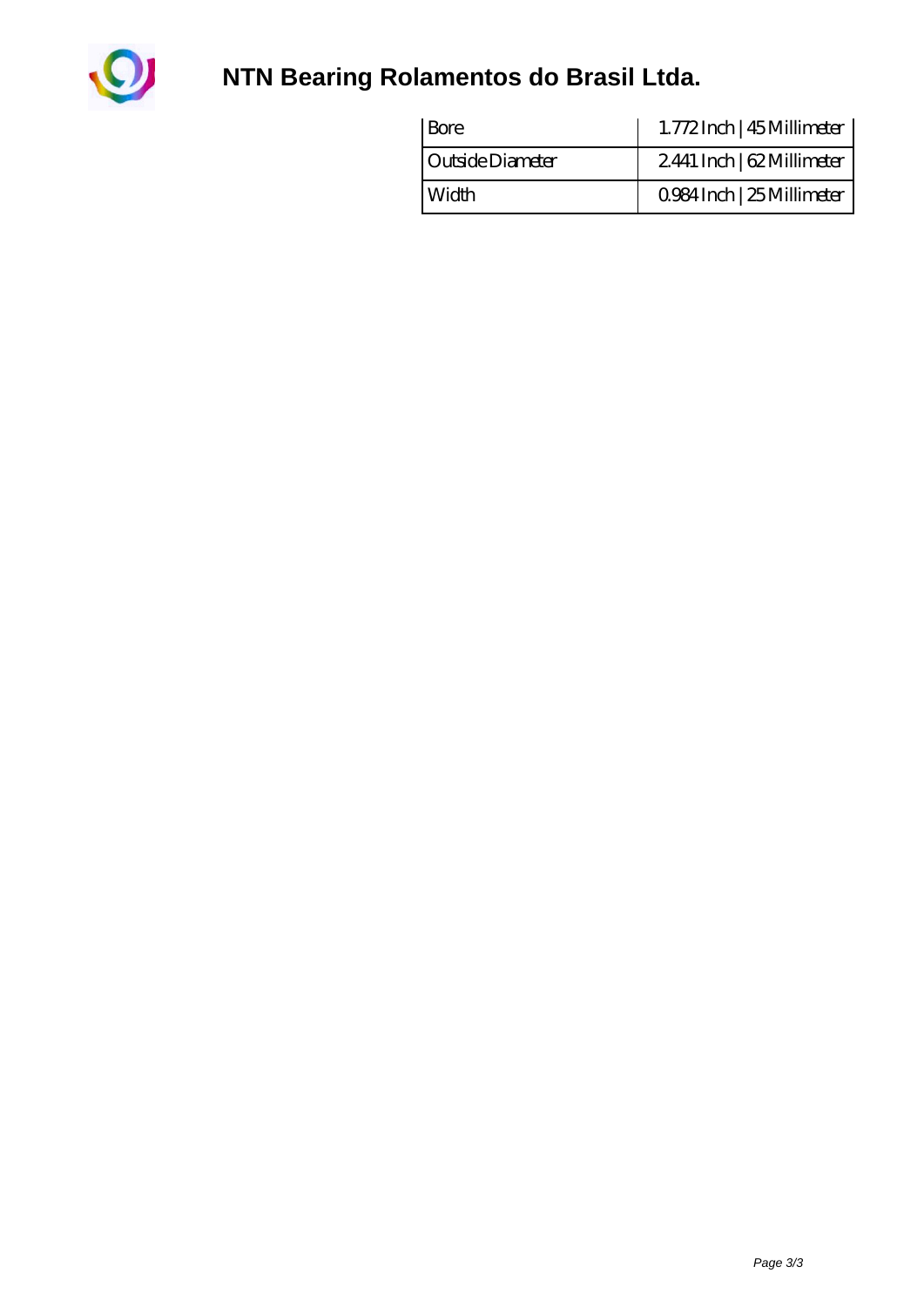# NTN Bearing Rolamentos do Brasil Ltda.

| | |
|---|---|
| Bore | 1.772 Inch \| 45 Millimeter |
| Outside Diameter | 2.441 Inch \| 62 Millimeter |
| Width | 0.984 Inch \| 25 Millimeter |